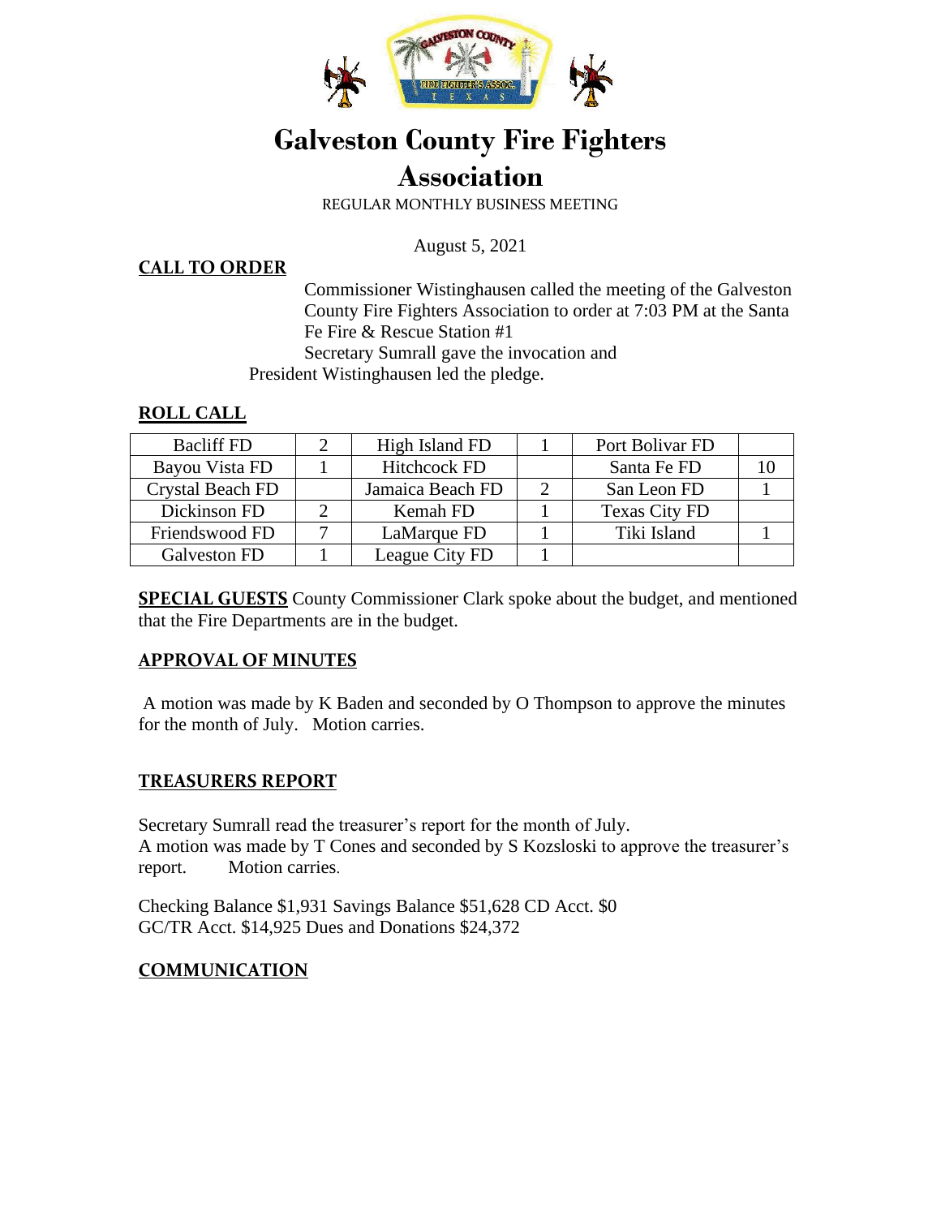# Galveston County Fire Fighters Association

REGULAR MONTHLY BUSINESS MEETING

August 5, 2021

## CALL TO ORDER

Commissioner Wistinghausen called the meeting of the Galveston County Fire Fighters Association to order at 7:03 PM at the Santa Fe Fire & Rescue Station #1

Secretary Sumrall gave the invocation and President Wistinghausen led the pledge.

## ROLL CALL

| | | | | | |
|---|---|---|---|---|---|
| Bacliff FD | 2 | High Island FD | 1 | Port Bolivar FD | |
| Bayou Vista FD | 1 | Hitchcock FD | | Santa Fe FD | 10 |
| Crystal Beach FD | | Jamaica Beach FD | 2 | San Leon FD | 1 |
| Dickinson FD | 2 | Kemah FD | 1 | Texas City FD | |
| Friendswood FD | 7 | LaMarque FD | 1 | Tiki Island | 1 |
| Galveston FD | 1 | League City FD | 1 | | |

**SPECIAL GUESTS** County Commissioner Clark spoke about the budget, and mentioned that the Fire Departments are in the budget.

## APPROVAL OF MINUTES

A motion was made by K Baden and seconded by O Thompson to approve the minutes for the month of July. Motion carries.

## TREASURERS REPORT

Secretary Sumrall read the treasurer's report for the month of July.
A motion was made by T Cones and seconded by S Kozsloski to approve the treasurer's report. Motion carries.

Checking Balance $1,931 Savings Balance $51,628 CD Acct. $0
GC/TR Acct. $14,925 Dues and Donations $24,372

## COMMUNICATION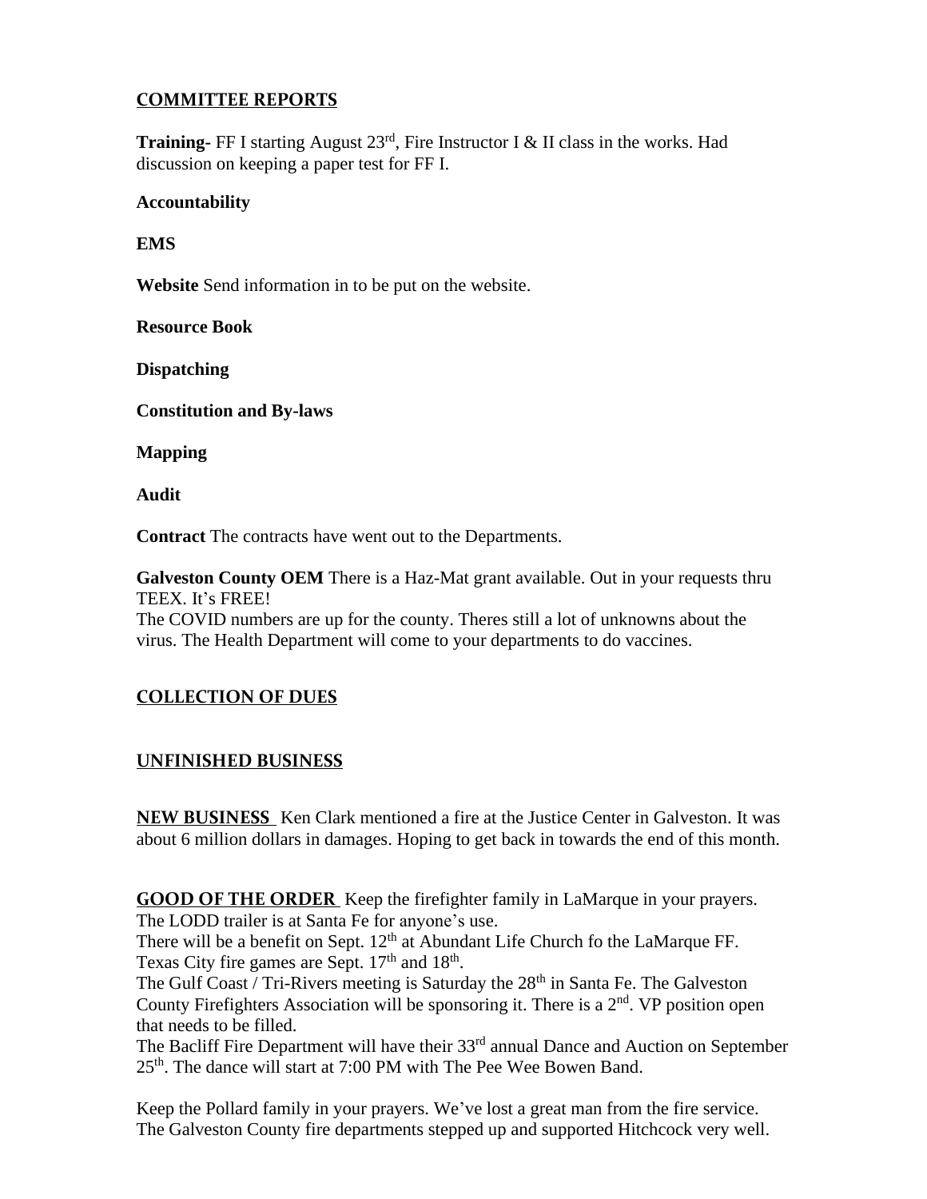## COMMITTEE REPORTS

**Training-** FF I starting August 23rd, Fire Instructor I & II class in the works. Had discussion on keeping a paper test for FF I.

**Accountability**

**EMS**

**Website** Send information in to be put on the website.

**Resource Book**

**Dispatching**

**Constitution and By-laws**

**Mapping**

**Audit**

**Contract** The contracts have went out to the Departments.

**Galveston County OEM** There is a Haz-Mat grant available. Out in your requests thru TEEX. It's FREE!
The COVID numbers are up for the county. Theres still a lot of unknowns about the virus. The Health Department will come to your departments to do vaccines.

## COLLECTION OF DUES

## UNFINISHED BUSINESS

**NEW BUSINESS** Ken Clark mentioned a fire at the Justice Center in Galveston. It was about 6 million dollars in damages. Hoping to get back in towards the end of this month.

**GOOD OF THE ORDER** Keep the firefighter family in LaMarque in your prayers.
The LODD trailer is at Santa Fe for anyone's use.
There will be a benefit on Sept. 12th at Abundant Life Church fo the LaMarque FF.
Texas City fire games are Sept. 17th and 18th.
The Gulf Coast / Tri-Rivers meeting is Saturday the 28th in Santa Fe. The Galveston County Firefighters Association will be sponsoring it. There is a 2nd. VP position open that needs to be filled.
The Bacliff Fire Department will have their 33rd annual Dance and Auction on September 25th. The dance will start at 7:00 PM with The Pee Wee Bowen Band.

Keep the Pollard family in your prayers. We've lost a great man from the fire service.
The Galveston County fire departments stepped up and supported Hitchcock very well.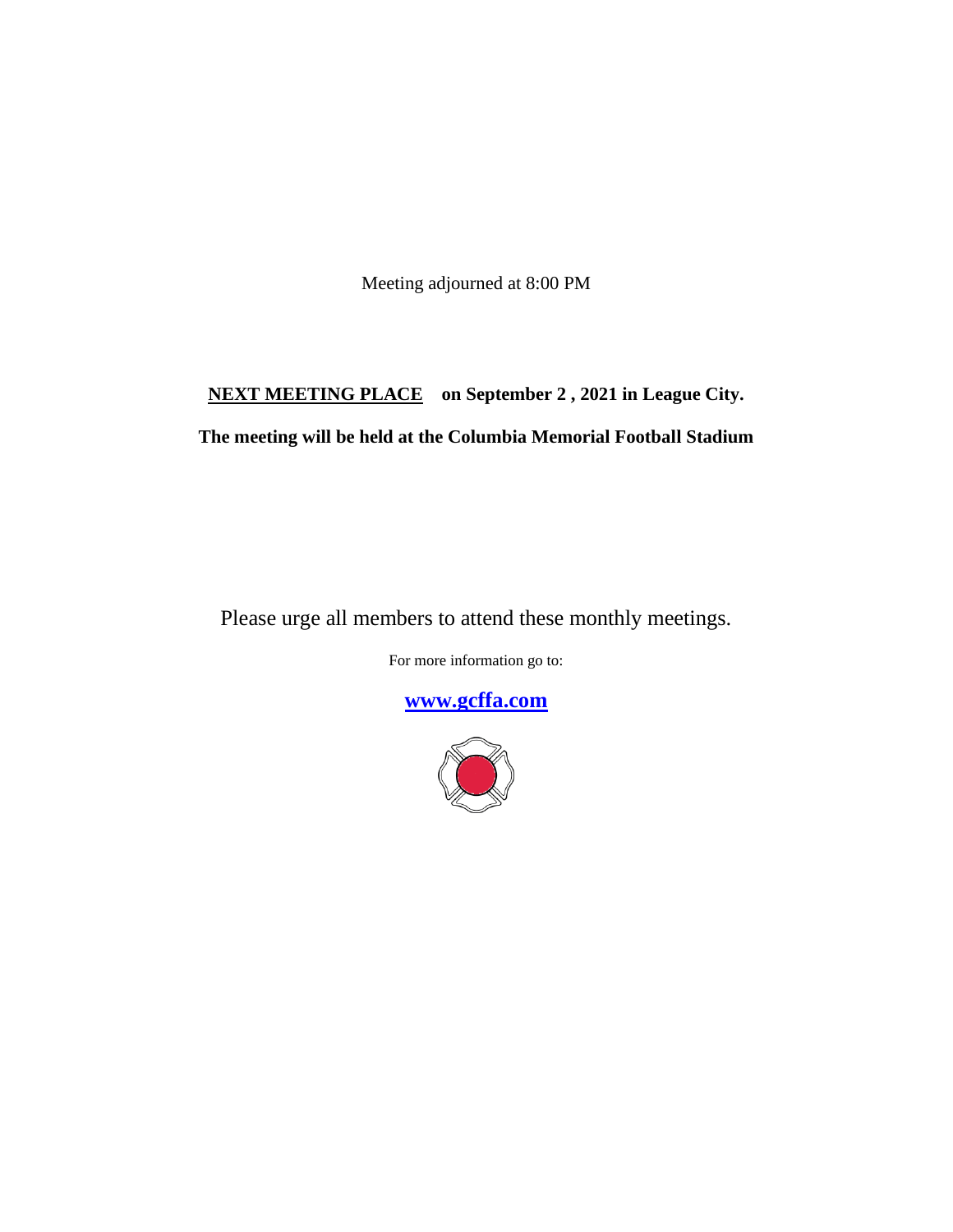Meeting adjourned at 8:00 PM

**<u>NEXT MEETING PLACE</u> on September 2 , 2021 in League City.**

**The meeting will be held at the Columbia Memorial Football Stadium**

Please urge all members to attend these monthly meetings.

For more information go to:

**[www.gcffa.com](http://www.gcffa.com)**